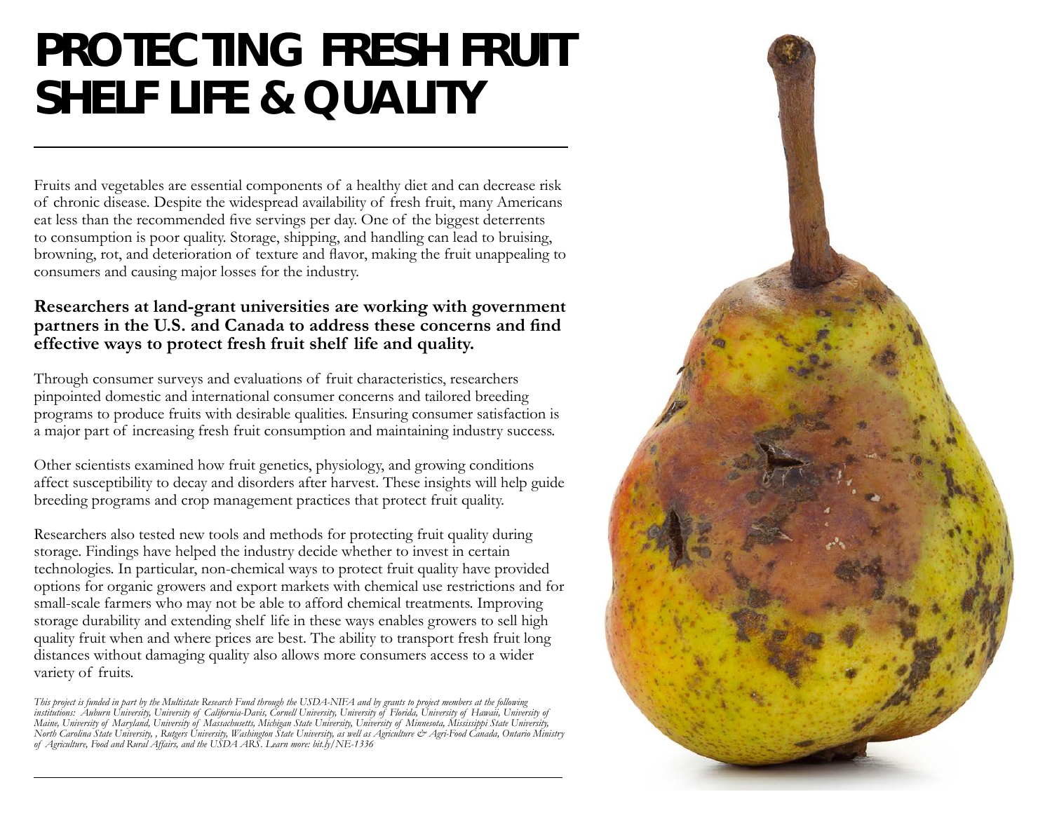# PROTECTING FRESH FRUIT SHELF LIFE & QUALITY

Fruits and vegetables are essential components of a healthy diet and can decrease risk of chronic disease. Despite the widespread availability of fresh fruit, many Americans eat less than the recommended five servings per day. One of the biggest deterrents to consumption is poor quality. Storage, shipping, and handling can lead to bruising, browning, rot, and deterioration of texture and flavor, making the fruit unappealing to consumers and causing major losses for the industry.

**Researchers at land-grant universities are working with government partners in the U.S. and Canada to address these concerns and find effective ways to protect fresh fruit shelf life and quality.**

Through consumer surveys and evaluations of fruit characteristics, researchers pinpointed domestic and international consumer concerns and tailored breeding programs to produce fruits with desirable qualities. Ensuring consumer satisfaction is a major part of increasing fresh fruit consumption and maintaining industry success.

Other scientists examined how fruit genetics, physiology, and growing conditions affect susceptibility to decay and disorders after harvest. These insights will help guide breeding programs and crop management practices that protect fruit quality.

Researchers also tested new tools and methods for protecting fruit quality during storage. Findings have helped the industry decide whether to invest in certain technologies. In particular, non-chemical ways to protect fruit quality have provided options for organic growers and export markets with chemical use restrictions and for small-scale farmers who may not be able to afford chemical treatments. Improving storage durability and extending shelf life in these ways enables growers to sell high quality fruit when and where prices are best. The ability to transport fresh fruit long distances without damaging quality also allows more consumers access to a wider variety of fruits.

*This project is funded in part by the Multistate Research Fund through the USDA-NIFA and by grants to project members at the following institutions: Auburn University, University of California-Davis, Cornell University, University of Florida, University of Hawaii, University of Maine, University of Maryland, University of Massachusetts, Michigan State University, University of Minnesota, Mississippi State University, North Carolina State University, , Rutgers University, Washington State University, as well as Agriculture & Agri-Food Canada, Ontario Ministry of Agriculture, Food and Rural Affairs, and the USDA ARS. Learn more: bit.ly/NE-1336*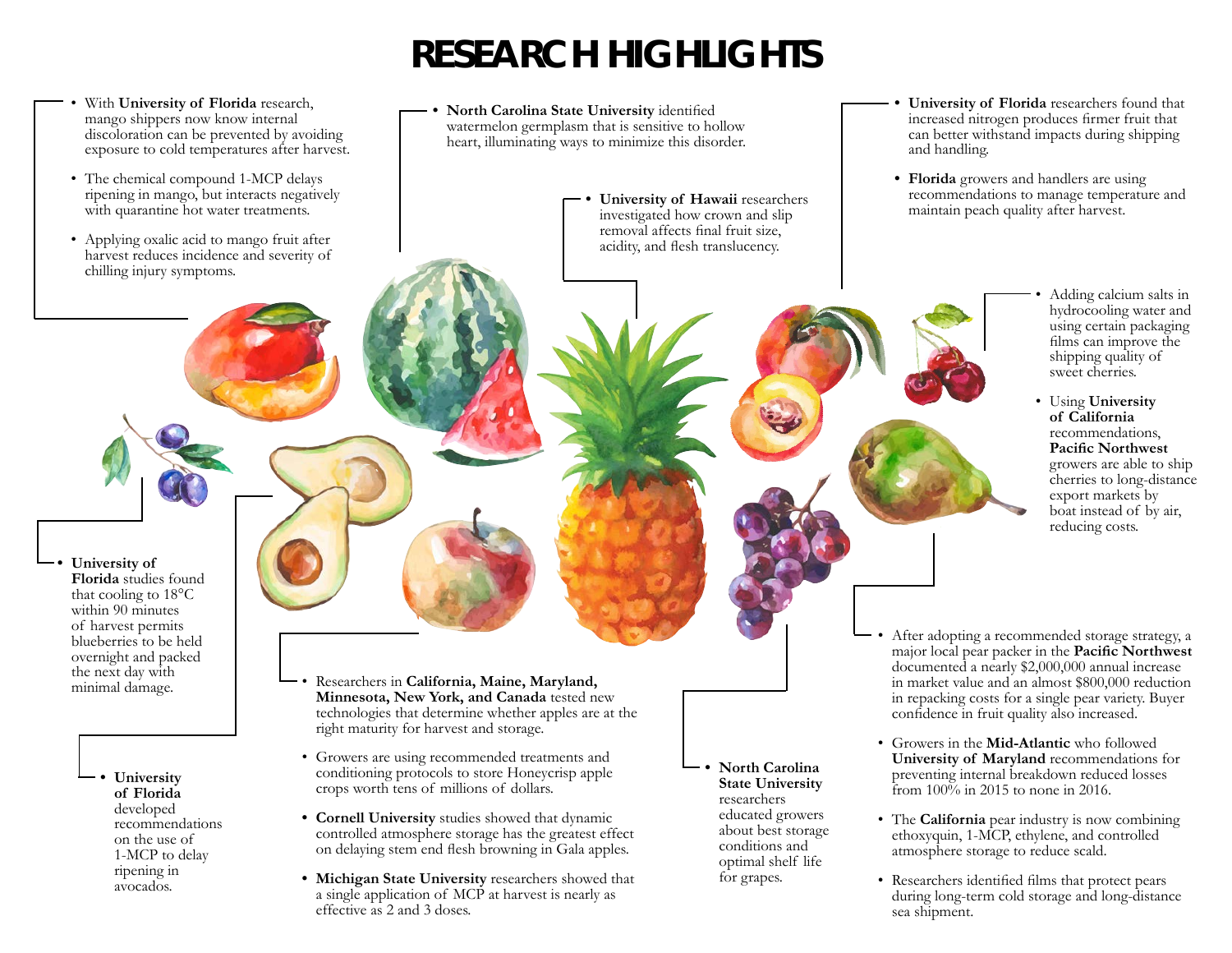# RESEARCH HIGHLIGHTS

- With **University of Florida** research, mango shippers now know internal discoloration can be prevented by avoiding exposure to cold temperatures after harvest.
- The chemical compound 1-MCP delays ripening in mango, but interacts negatively with quarantine hot water treatments.
- Applying oxalic acid to mango fruit after harvest reduces incidence and severity of chilling injury symptoms.

- **North Carolina State University** identified watermelon germplasm that is sensitive to hollow heart, illuminating ways to minimize this disorder.

- **University of Hawaii** researchers investigated how crown and slip removal affects final fruit size, acidity, and flesh translucency.

- **University of Florida** researchers found that increased nitrogen produces firmer fruit that can better withstand impacts during shipping and handling.
- **Florida** growers and handlers are using recommendations to manage temperature and maintain peach quality after harvest.

- Adding calcium salts in hydrocooling water and using certain packaging films can improve the shipping quality of sweet cherries.
- Using **University of California** recommendations, **Pacific Northwest** growers are able to ship cherries to long-distance export markets by boat instead of by air, reducing costs.

- **University of Florida** studies found that cooling to 18°C within 90 minutes of harvest permits blueberries to be held overnight and packed the next day with minimal damage.

- **University of Florida** developed recommendations on the use of 1-MCP to delay ripening in avocados.

- Researchers in **California, Maine, Maryland, Minnesota, New York, and Canada** tested new technologies that determine whether apples are at the right maturity for harvest and storage.
- Growers are using recommended treatments and conditioning protocols to store Honeycrisp apple crops worth tens of millions of dollars.
- **Cornell University** studies showed that dynamic controlled atmosphere storage has the greatest effect on delaying stem end flesh browning in Gala apples.
- **Michigan State University** researchers showed that a single application of MCP at harvest is nearly as effective as 2 and 3 doses.

- **North Carolina State University** researchers educated growers about best storage conditions and optimal shelf life for grapes.

- After adopting a recommended storage strategy, a major local pear packer in the **Pacific Northwest** documented a nearly $2,000,000 annual increase in market value and an almost $800,000 reduction in repacking costs for a single pear variety. Buyer confidence in fruit quality also increased.
- Growers in the **Mid-Atlantic** who followed **University of Maryland** recommendations for preventing internal breakdown reduced losses from 100% in 2015 to none in 2016.
- The **California** pear industry is now combining ethoxyquin, 1-MCP, ethylene, and controlled atmosphere storage to reduce scald.
- Researchers identified films that protect pears during long-term cold storage and long-distance sea shipment.